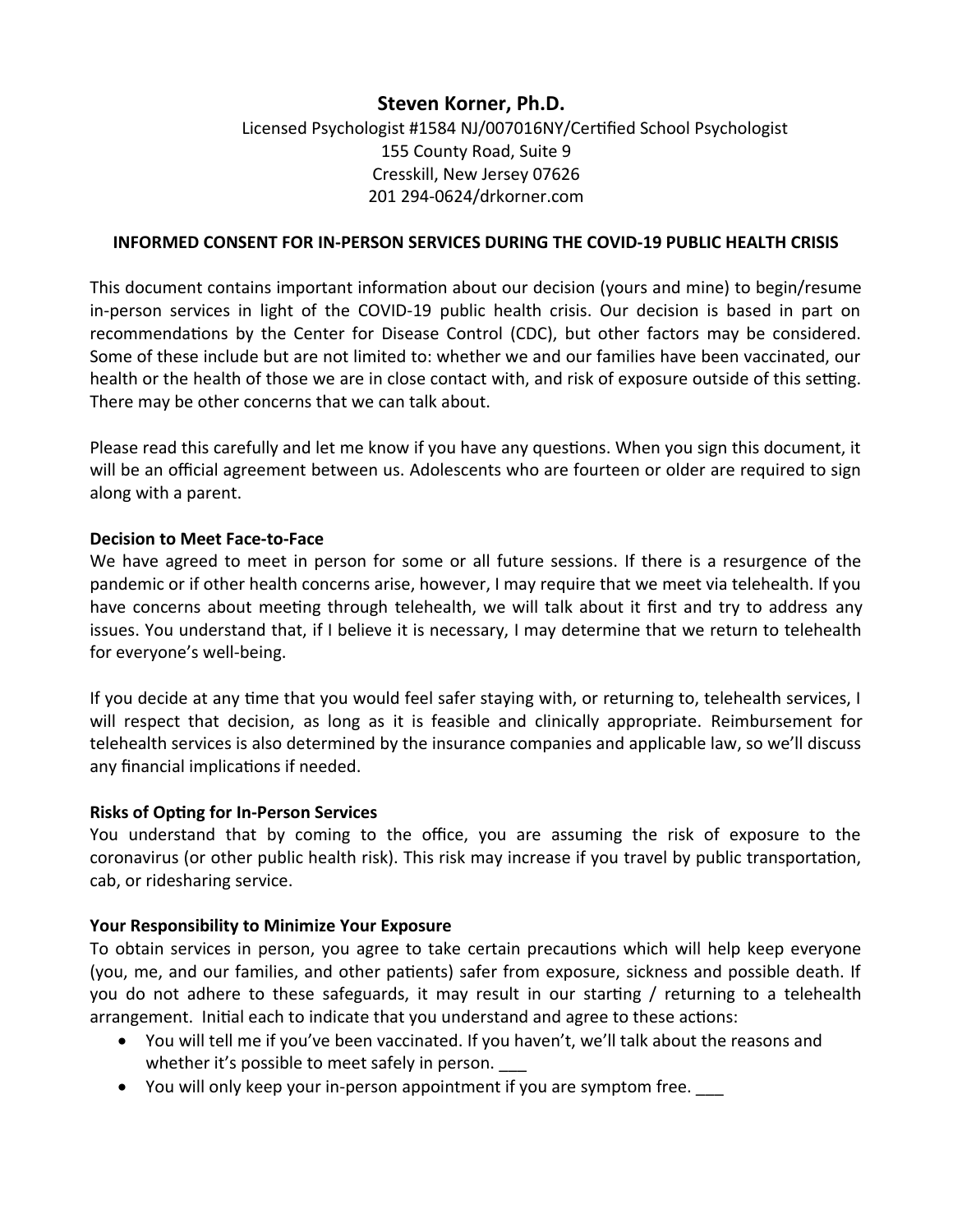**Steven Korner, Ph.D.**

Licensed Psychologist #1584 NJ/007016NY/Certified School Psychologist
155 County Road, Suite 9
Cresskill, New Jersey 07626
201 294-0624/drkorner.com

**INFORMED CONSENT FOR IN-PERSON SERVICES DURING THE COVID-19 PUBLIC HEALTH CRISIS**

This document contains important information about our decision (yours and mine) to begin/resume in-person services in light of the COVID-19 public health crisis. Our decision is based in part on recommendations by the Center for Disease Control (CDC), but other factors may be considered. Some of these include but are not limited to: whether we and our families have been vaccinated, our health or the health of those we are in close contact with, and risk of exposure outside of this setting. There may be other concerns that we can talk about.

Please read this carefully and let me know if you have any questions. When you sign this document, it will be an official agreement between us. Adolescents who are fourteen or older are required to sign along with a parent.

**Decision to Meet Face-to-Face**

We have agreed to meet in person for some or all future sessions. If there is a resurgence of the pandemic or if other health concerns arise, however, I may require that we meet via telehealth. If you have concerns about meeting through telehealth, we will talk about it first and try to address any issues. You understand that, if I believe it is necessary, I may determine that we return to telehealth for everyone's well-being.

If you decide at any time that you would feel safer staying with, or returning to, telehealth services, I will respect that decision, as long as it is feasible and clinically appropriate. Reimbursement for telehealth services is also determined by the insurance companies and applicable law, so we'll discuss any financial implications if needed.

**Risks of Opting for In-Person Services**

You understand that by coming to the office, you are assuming the risk of exposure to the coronavirus (or other public health risk). This risk may increase if you travel by public transportation, cab, or ridesharing service.

**Your Responsibility to Minimize Your Exposure**

To obtain services in person, you agree to take certain precautions which will help keep everyone (you, me, and our families, and other patients) safer from exposure, sickness and possible death. If you do not adhere to these safeguards, it may result in our starting / returning to a telehealth arrangement. Initial each to indicate that you understand and agree to these actions:

- You will tell me if you've been vaccinated. If you haven't, we'll talk about the reasons and whether it's possible to meet safely in person. ___
- You will only keep your in-person appointment if you are symptom free. ___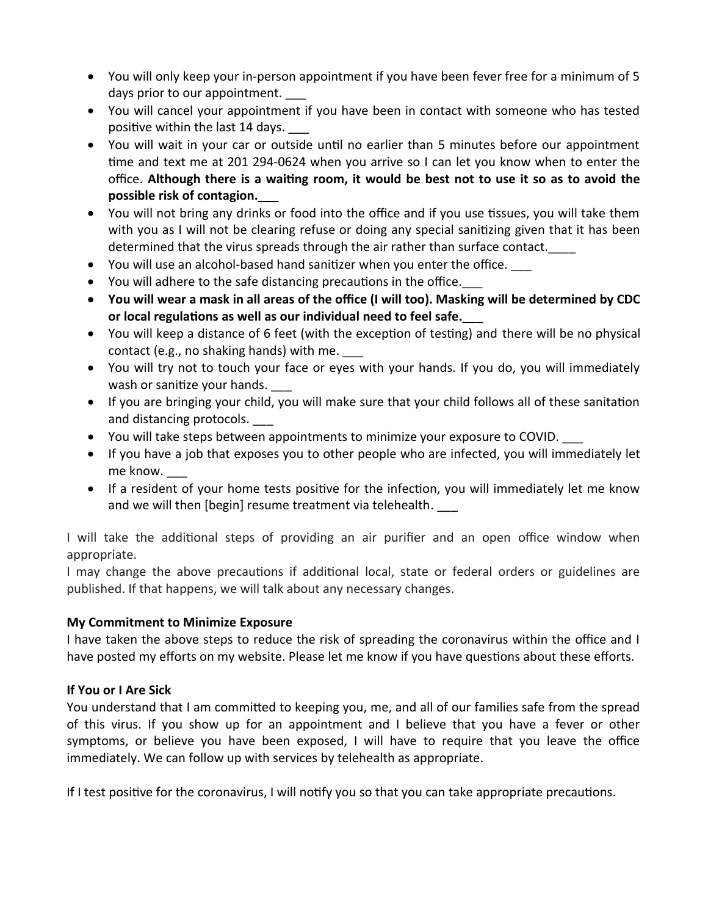- You will only keep your in-person appointment if you have been fever free for a minimum of 5 days prior to our appointment. ___
- You will cancel your appointment if you have been in contact with someone who has tested positive within the last 14 days. ___
- You will wait in your car or outside until no earlier than 5 minutes before our appointment time and text me at 201 294-0624 when you arrive so I can let you know when to enter the office. **Although there is a waiting room, it would be best not to use it so as to avoid the possible risk of contagion.___**
- You will not bring any drinks or food into the office and if you use tissues, you will take them with you as I will not be clearing refuse or doing any special sanitizing given that it has been determined that the virus spreads through the air rather than surface contact.____
- You will use an alcohol-based hand sanitizer when you enter the office. ___
- You will adhere to the safe distancing precautions in the office.___
- **You will wear a mask in all areas of the office (I will too). Masking will be determined by CDC or local regulations as well as our individual need to feel safe.___**
- You will keep a distance of 6 feet (with the exception of testing) and there will be no physical contact (e.g., no shaking hands) with me. ___
- You will try not to touch your face or eyes with your hands. If you do, you will immediately wash or sanitize your hands. ___
- If you are bringing your child, you will make sure that your child follows all of these sanitation and distancing protocols. ___
- You will take steps between appointments to minimize your exposure to COVID. ___
- If you have a job that exposes you to other people who are infected, you will immediately let me know. ___
- If a resident of your home tests positive for the infection, you will immediately let me know and we will then [begin] resume treatment via telehealth. ___

I will take the additional steps of providing an air purifier and an open office window when appropriate.
I may change the above precautions if additional local, state or federal orders or guidelines are published. If that happens, we will talk about any necessary changes.

**My Commitment to Minimize Exposure**
I have taken the above steps to reduce the risk of spreading the coronavirus within the office and I have posted my efforts on my website. Please let me know if you have questions about these efforts.

**If You or I Are Sick**
You understand that I am committed to keeping you, me, and all of our families safe from the spread of this virus. If you show up for an appointment and I believe that you have a fever or other symptoms, or believe you have been exposed, I will have to require that you leave the office immediately. We can follow up with services by telehealth as appropriate.

If I test positive for the coronavirus, I will notify you so that you can take appropriate precautions.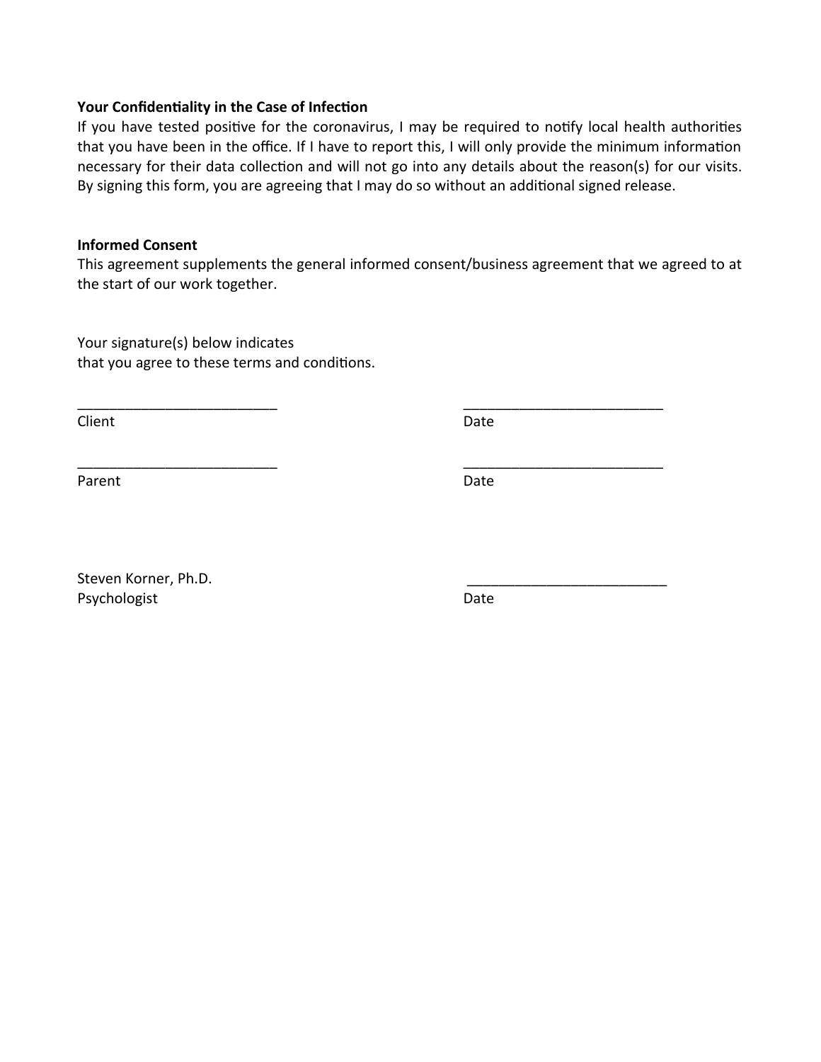**Your Confidentiality in the Case of Infection**

If you have tested positive for the coronavirus, I may be required to notify local health authorities that you have been in the office. If I have to report this, I will only provide the minimum information necessary for their data collection and will not go into any details about the reason(s) for our visits. By signing this form, you are agreeing that I may do so without an additional signed release.

**Informed Consent**

This agreement supplements the general informed consent/business agreement that we agreed to at the start of our work together.

Your signature(s) below indicates
that you agree to these terms and conditions.

_________________________ _________________________
Client Date

_________________________ _________________________
Parent Date

Steven Korner, Ph.D. _________________________
Psychologist Date